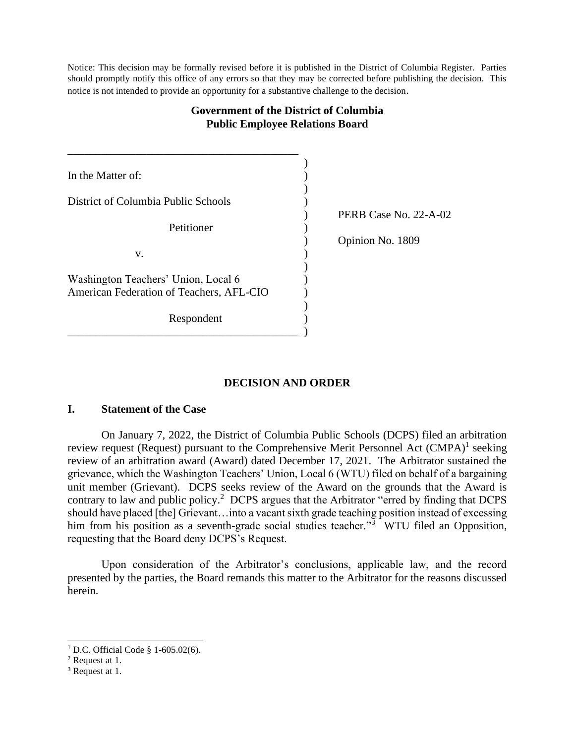Notice: This decision may be formally revised before it is published in the District of Columbia Register. Parties should promptly notify this office of any errors so that they may be corrected before publishing the decision. This notice is not intended to provide an opportunity for a substantive challenge to the decision.

**Government of the District of Columbia**
**Public Employee Relations Board**

In the Matter of:

District of Columbia Public Schools

Petitioner

v.

Washington Teachers' Union, Local 6
American Federation of Teachers, AFL-CIO

Respondent

PERB Case No. 22-A-02

Opinion No. 1809

## DECISION AND ORDER

### I. Statement of the Case

On January 7, 2022, the District of Columbia Public Schools (DCPS) filed an arbitration review request (Request) pursuant to the Comprehensive Merit Personnel Act (CMPA)[1] seeking review of an arbitration award (Award) dated December 17, 2021. The Arbitrator sustained the grievance, which the Washington Teachers' Union, Local 6 (WTU) filed on behalf of a bargaining unit member (Grievant). DCPS seeks review of the Award on the grounds that the Award is contrary to law and public policy.[2] DCPS argues that the Arbitrator "erred by finding that DCPS should have placed [the] Grievant…into a vacant sixth grade teaching position instead of excessing him from his position as a seventh-grade social studies teacher."[3] WTU filed an Opposition, requesting that the Board deny DCPS's Request.

Upon consideration of the Arbitrator's conclusions, applicable law, and the record presented by the parties, the Board remands this matter to the Arbitrator for the reasons discussed herein.

[1] D.C. Official Code § 1-605.02(6).
[2] Request at 1.
[3] Request at 1.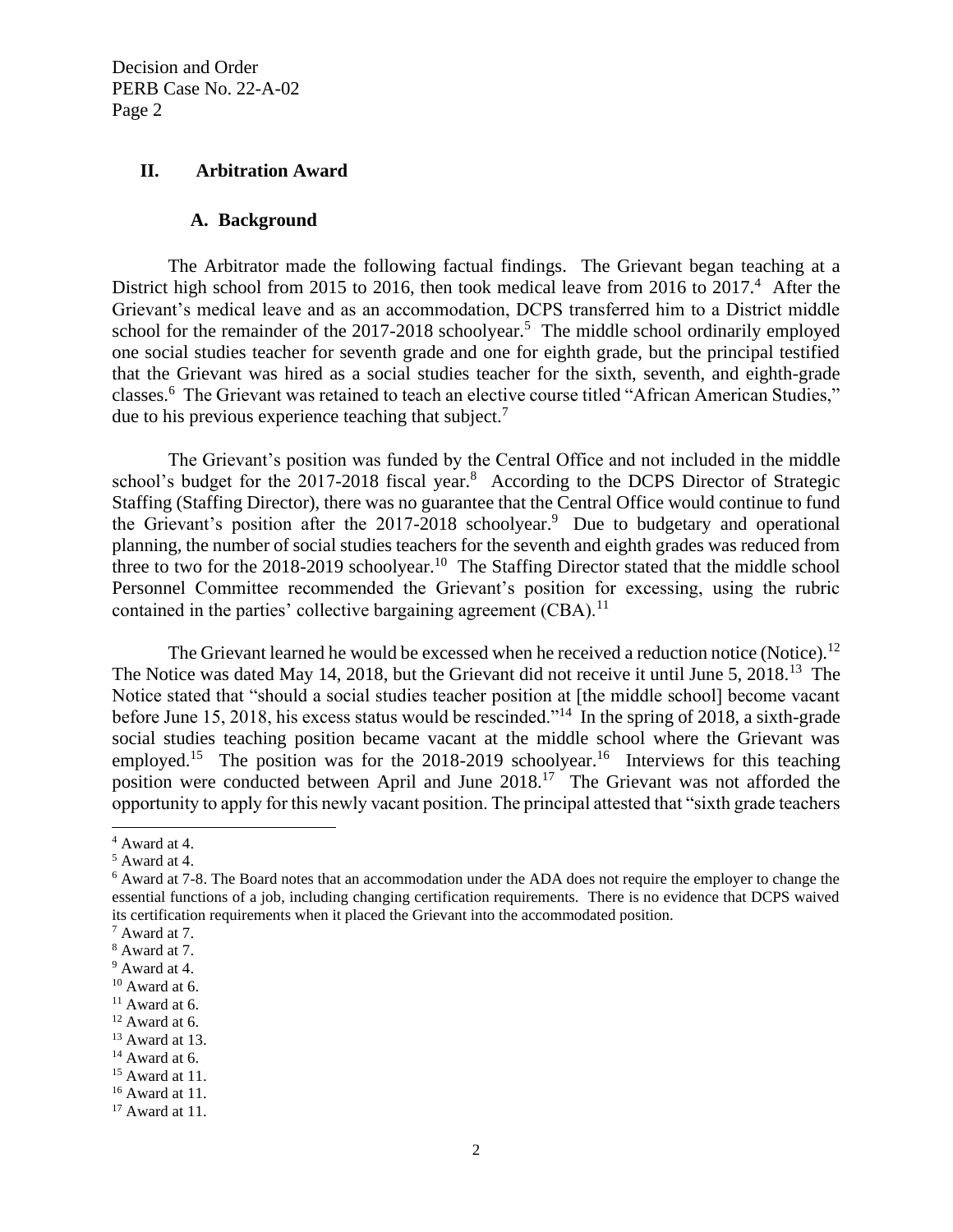## II. Arbitration Award

### A. Background

The Arbitrator made the following factual findings. The Grievant began teaching at a District high school from 2015 to 2016, then took medical leave from 2016 to 2017.[4] After the Grievant's medical leave and as an accommodation, DCPS transferred him to a District middle school for the remainder of the 2017-2018 schoolyear.[5] The middle school ordinarily employed one social studies teacher for seventh grade and one for eighth grade, but the principal testified that the Grievant was hired as a social studies teacher for the sixth, seventh, and eighth-grade classes.[6] The Grievant was retained to teach an elective course titled "African American Studies," due to his previous experience teaching that subject.[7]

The Grievant's position was funded by the Central Office and not included in the middle school's budget for the 2017-2018 fiscal year.[8] According to the DCPS Director of Strategic Staffing (Staffing Director), there was no guarantee that the Central Office would continue to fund the Grievant's position after the 2017-2018 schoolyear.[9] Due to budgetary and operational planning, the number of social studies teachers for the seventh and eighth grades was reduced from three to two for the 2018-2019 schoolyear.[10] The Staffing Director stated that the middle school Personnel Committee recommended the Grievant's position for excessing, using the rubric contained in the parties' collective bargaining agreement (CBA).[11]

The Grievant learned he would be excessed when he received a reduction notice (Notice).[12] The Notice was dated May 14, 2018, but the Grievant did not receive it until June 5, 2018.[13] The Notice stated that "should a social studies teacher position at [the middle school] become vacant before June 15, 2018, his excess status would be rescinded."[14] In the spring of 2018, a sixth-grade social studies teaching position became vacant at the middle school where the Grievant was employed.[15] The position was for the 2018-2019 schoolyear.[16] Interviews for this teaching position were conducted between April and June 2018.[17] The Grievant was not afforded the opportunity to apply for this newly vacant position. The principal attested that "sixth grade teachers

---

[4] Award at 4.

[5] Award at 4.

[6] Award at 7-8. The Board notes that an accommodation under the ADA does not require the employer to change the essential functions of a job, including changing certification requirements. There is no evidence that DCPS waived its certification requirements when it placed the Grievant into the accommodated position.

[7] Award at 7.

[8] Award at 7.

[9] Award at 4.

[10] Award at 6.

[11] Award at 6.

[12] Award at 6.

[13] Award at 13.

[14] Award at 6.

[15] Award at 11.

[16] Award at 11.

[17] Award at 11.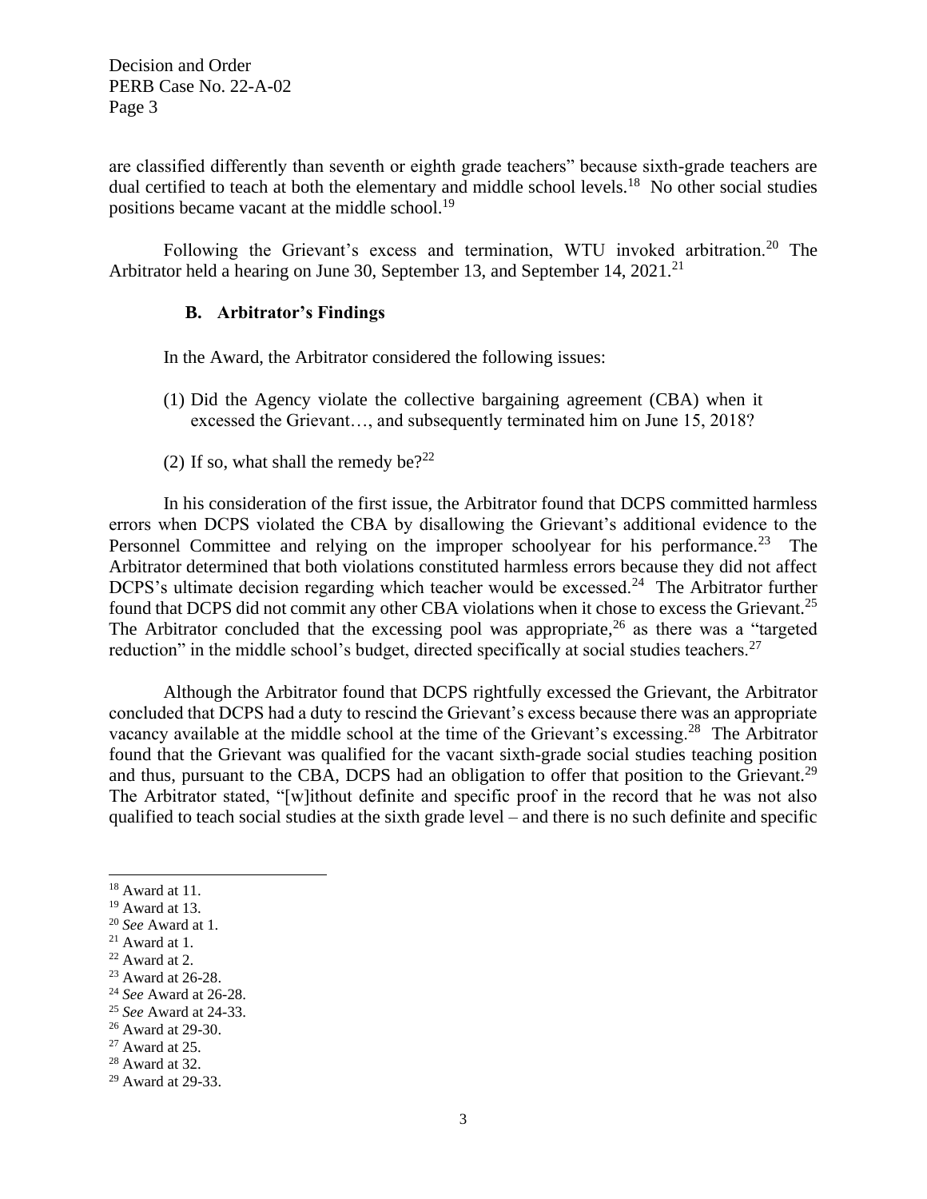are classified differently than seventh or eighth grade teachers" because sixth-grade teachers are dual certified to teach at both the elementary and middle school levels.[18] No other social studies positions became vacant at the middle school.[19]

Following the Grievant's excess and termination, WTU invoked arbitration.[20] The Arbitrator held a hearing on June 30, September 13, and September 14, 2021.[21]

### B. Arbitrator's Findings

In the Award, the Arbitrator considered the following issues:

(1) Did the Agency violate the collective bargaining agreement (CBA) when it excessed the Grievant…, and subsequently terminated him on June 15, 2018?

(2) If so, what shall the remedy be?[22]

In his consideration of the first issue, the Arbitrator found that DCPS committed harmless errors when DCPS violated the CBA by disallowing the Grievant's additional evidence to the Personnel Committee and relying on the improper schoolyear for his performance.[23] The Arbitrator determined that both violations constituted harmless errors because they did not affect DCPS's ultimate decision regarding which teacher would be excessed.[24] The Arbitrator further found that DCPS did not commit any other CBA violations when it chose to excess the Grievant.[25] The Arbitrator concluded that the excessing pool was appropriate,[26] as there was a "targeted reduction" in the middle school's budget, directed specifically at social studies teachers.[27]

Although the Arbitrator found that DCPS rightfully excessed the Grievant, the Arbitrator concluded that DCPS had a duty to rescind the Grievant's excess because there was an appropriate vacancy available at the middle school at the time of the Grievant's excessing.[28] The Arbitrator found that the Grievant was qualified for the vacant sixth-grade social studies teaching position and thus, pursuant to the CBA, DCPS had an obligation to offer that position to the Grievant.[29] The Arbitrator stated, "[w]ithout definite and specific proof in the record that he was not also qualified to teach social studies at the sixth grade level – and there is no such definite and specific

---

[18] Award at 11.

[19] Award at 13.

[20] *See* Award at 1.

[21] Award at 1.

[22] Award at 2.

[23] Award at 26-28.

[24] *See* Award at 26-28.

[25] *See* Award at 24-33.

[26] Award at 29-30.

[27] Award at 25.

[28] Award at 32.

[29] Award at 29-33.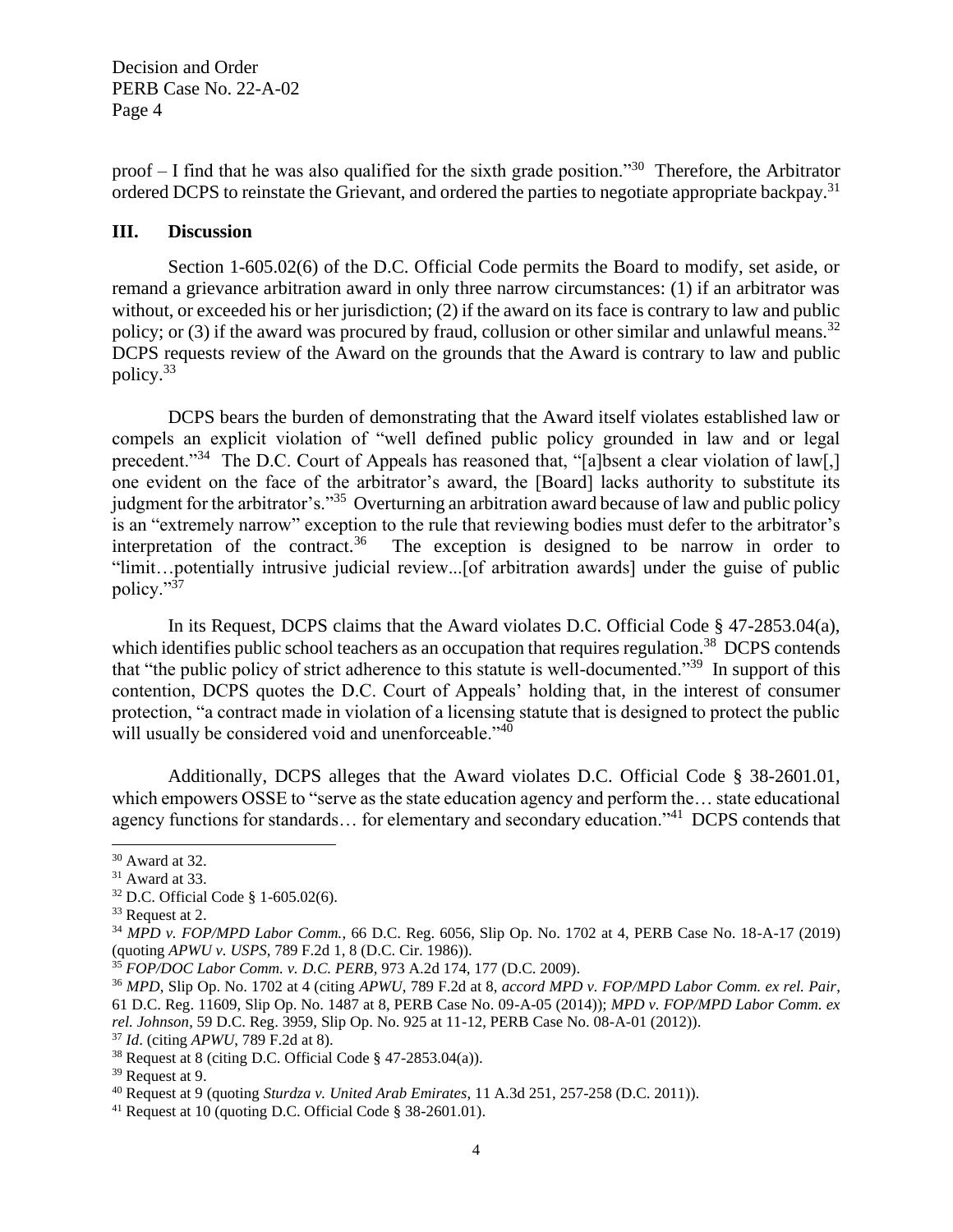proof – I find that he was also qualified for the sixth grade position."[30] Therefore, the Arbitrator ordered DCPS to reinstate the Grievant, and ordered the parties to negotiate appropriate backpay.[31]

## III. Discussion

Section 1-605.02(6) of the D.C. Official Code permits the Board to modify, set aside, or remand a grievance arbitration award in only three narrow circumstances: (1) if an arbitrator was without, or exceeded his or her jurisdiction; (2) if the award on its face is contrary to law and public policy; or (3) if the award was procured by fraud, collusion or other similar and unlawful means.[32] DCPS requests review of the Award on the grounds that the Award is contrary to law and public policy.[33]

DCPS bears the burden of demonstrating that the Award itself violates established law or compels an explicit violation of "well defined public policy grounded in law and or legal precedent."[34] The D.C. Court of Appeals has reasoned that, "[a]bsent a clear violation of law[,] one evident on the face of the arbitrator's award, the [Board] lacks authority to substitute its judgment for the arbitrator's."[35] Overturning an arbitration award because of law and public policy is an "extremely narrow" exception to the rule that reviewing bodies must defer to the arbitrator's interpretation of the contract.[36] The exception is designed to be narrow in order to "limit…potentially intrusive judicial review...[of arbitration awards] under the guise of public policy."[37]

In its Request, DCPS claims that the Award violates D.C. Official Code § 47-2853.04(a), which identifies public school teachers as an occupation that requires regulation.[38] DCPS contends that "the public policy of strict adherence to this statute is well-documented."[39] In support of this contention, DCPS quotes the D.C. Court of Appeals' holding that, in the interest of consumer protection, "a contract made in violation of a licensing statute that is designed to protect the public will usually be considered void and unenforceable."[40]

Additionally, DCPS alleges that the Award violates D.C. Official Code § 38-2601.01, which empowers OSSE to "serve as the state education agency and perform the… state educational agency functions for standards… for elementary and secondary education."[41] DCPS contends that

---

[30] Award at 32.

[31] Award at 33.

[32] D.C. Official Code § 1-605.02(6).

[33] Request at 2.

[34] *MPD v. FOP/MPD Labor Comm.*, 66 D.C. Reg. 6056, Slip Op. No. 1702 at 4, PERB Case No. 18-A-17 (2019) (quoting *APWU v. USPS*, 789 F.2d 1, 8 (D.C. Cir. 1986)).

[35] *FOP/DOC Labor Comm. v. D.C. PERB*, 973 A.2d 174, 177 (D.C. 2009).

[36] *MPD*, Slip Op. No. 1702 at 4 (citing *APWU*, 789 F.2d at 8, *accord MPD v. FOP/MPD Labor Comm. ex rel. Pair*, 61 D.C. Reg. 11609, Slip Op. No. 1487 at 8, PERB Case No. 09-A-05 (2014)); *MPD v. FOP/MPD Labor Comm. ex rel. Johnson*, 59 D.C. Reg. 3959, Slip Op. No. 925 at 11-12, PERB Case No. 08-A-01 (2012)).

[37] *Id*. (citing *APWU*, 789 F.2d at 8).

[38] Request at 8 (citing D.C. Official Code § 47-2853.04(a)).

[39] Request at 9.

[40] Request at 9 (quoting *Sturdza v. United Arab Emirates*, 11 A.3d 251, 257-258 (D.C. 2011)).

[41] Request at 10 (quoting D.C. Official Code § 38-2601.01).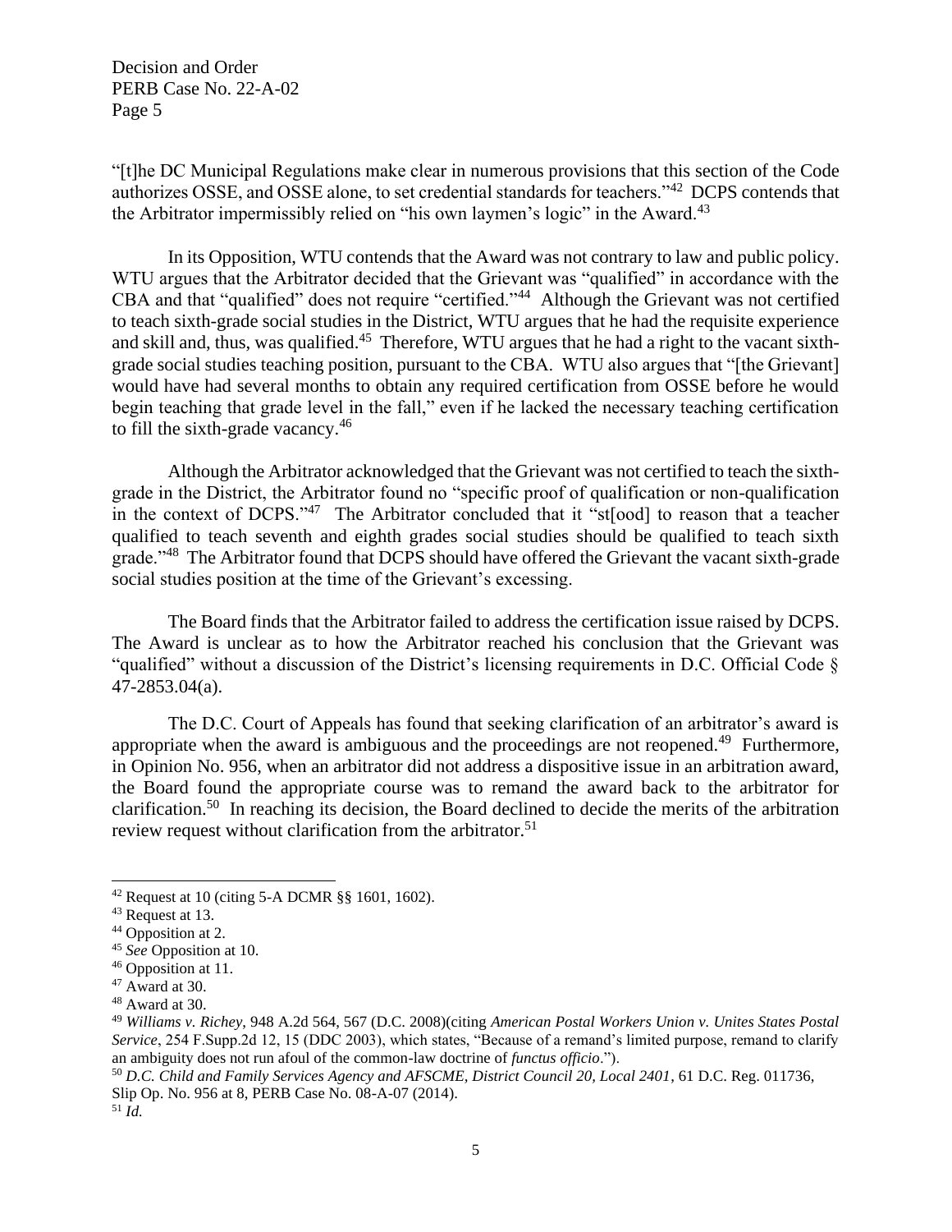"[t]he DC Municipal Regulations make clear in numerous provisions that this section of the Code authorizes OSSE, and OSSE alone, to set credential standards for teachers."[42] DCPS contends that the Arbitrator impermissibly relied on "his own laymen's logic" in the Award.[43]

In its Opposition, WTU contends that the Award was not contrary to law and public policy. WTU argues that the Arbitrator decided that the Grievant was "qualified" in accordance with the CBA and that "qualified" does not require "certified."[44] Although the Grievant was not certified to teach sixth-grade social studies in the District, WTU argues that he had the requisite experience and skill and, thus, was qualified.[45] Therefore, WTU argues that he had a right to the vacant sixth-grade social studies teaching position, pursuant to the CBA. WTU also argues that "[the Grievant] would have had several months to obtain any required certification from OSSE before he would begin teaching that grade level in the fall," even if he lacked the necessary teaching certification to fill the sixth-grade vacancy.[46]

Although the Arbitrator acknowledged that the Grievant was not certified to teach the sixth-grade in the District, the Arbitrator found no "specific proof of qualification or non-qualification in the context of DCPS."[47] The Arbitrator concluded that it "st[ood] to reason that a teacher qualified to teach seventh and eighth grades social studies should be qualified to teach sixth grade."[48] The Arbitrator found that DCPS should have offered the Grievant the vacant sixth-grade social studies position at the time of the Grievant's excessing.

The Board finds that the Arbitrator failed to address the certification issue raised by DCPS. The Award is unclear as to how the Arbitrator reached his conclusion that the Grievant was "qualified" without a discussion of the District's licensing requirements in D.C. Official Code § 47-2853.04(a).

The D.C. Court of Appeals has found that seeking clarification of an arbitrator's award is appropriate when the award is ambiguous and the proceedings are not reopened.[49] Furthermore, in Opinion No. 956, when an arbitrator did not address a dispositive issue in an arbitration award, the Board found the appropriate course was to remand the award back to the arbitrator for clarification.[50] In reaching its decision, the Board declined to decide the merits of the arbitration review request without clarification from the arbitrator.[51]

---

[42] Request at 10 (citing 5-A DCMR §§ 1601, 1602).

[43] Request at 13.

[44] Opposition at 2.

[45] *See* Opposition at 10.

[46] Opposition at 11.

[47] Award at 30.

[48] Award at 30.

[49] *Williams v. Richey*, 948 A.2d 564, 567 (D.C. 2008)(citing *American Postal Workers Union v. Unites States Postal Service*, 254 F.Supp.2d 12, 15 (DDC 2003), which states, "Because of a remand's limited purpose, remand to clarify an ambiguity does not run afoul of the common-law doctrine of *functus officio*.").

[50] *D.C. Child and Family Services Agency and AFSCME, District Council 20, Local 2401*, 61 D.C. Reg. 011736, Slip Op. No. 956 at 8, PERB Case No. 08-A-07 (2014).

[51] *Id.*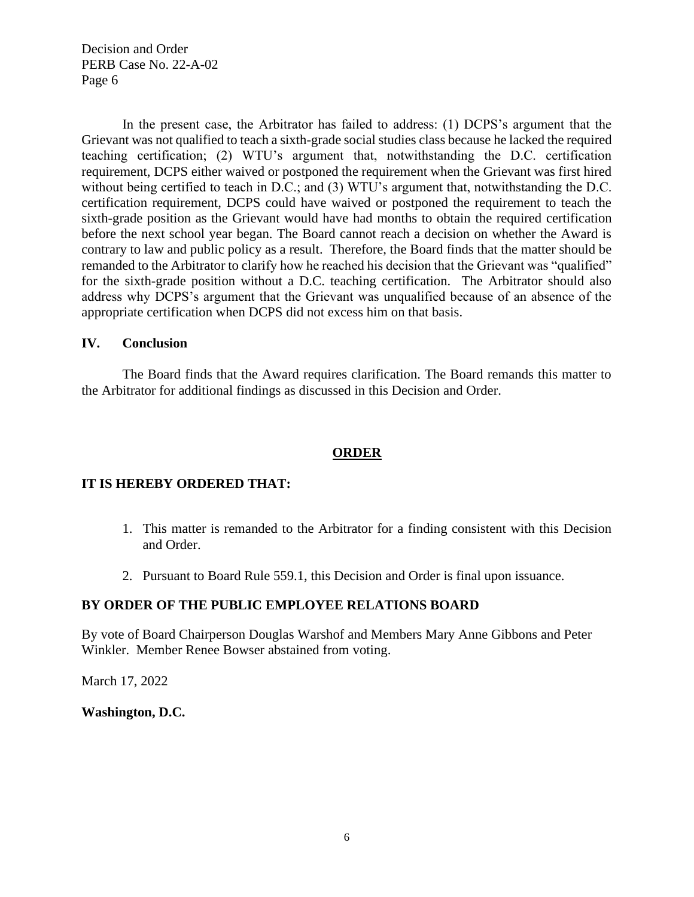In the present case, the Arbitrator has failed to address: (1) DCPS's argument that the Grievant was not qualified to teach a sixth-grade social studies class because he lacked the required teaching certification; (2) WTU's argument that, notwithstanding the D.C. certification requirement, DCPS either waived or postponed the requirement when the Grievant was first hired without being certified to teach in D.C.; and (3) WTU's argument that, notwithstanding the D.C. certification requirement, DCPS could have waived or postponed the requirement to teach the sixth-grade position as the Grievant would have had months to obtain the required certification before the next school year began. The Board cannot reach a decision on whether the Award is contrary to law and public policy as a result. Therefore, the Board finds that the matter should be remanded to the Arbitrator to clarify how he reached his decision that the Grievant was "qualified" for the sixth-grade position without a D.C. teaching certification. The Arbitrator should also address why DCPS's argument that the Grievant was unqualified because of an absence of the appropriate certification when DCPS did not excess him on that basis.

## IV. Conclusion

The Board finds that the Award requires clarification. The Board remands this matter to the Arbitrator for additional findings as discussed in this Decision and Order.

## ORDER

**IT IS HEREBY ORDERED THAT:**

1. This matter is remanded to the Arbitrator for a finding consistent with this Decision and Order.

2. Pursuant to Board Rule 559.1, this Decision and Order is final upon issuance.

**BY ORDER OF THE PUBLIC EMPLOYEE RELATIONS BOARD**

By vote of Board Chairperson Douglas Warshof and Members Mary Anne Gibbons and Peter Winkler. Member Renee Bowser abstained from voting.

March 17, 2022

**Washington, D.C.**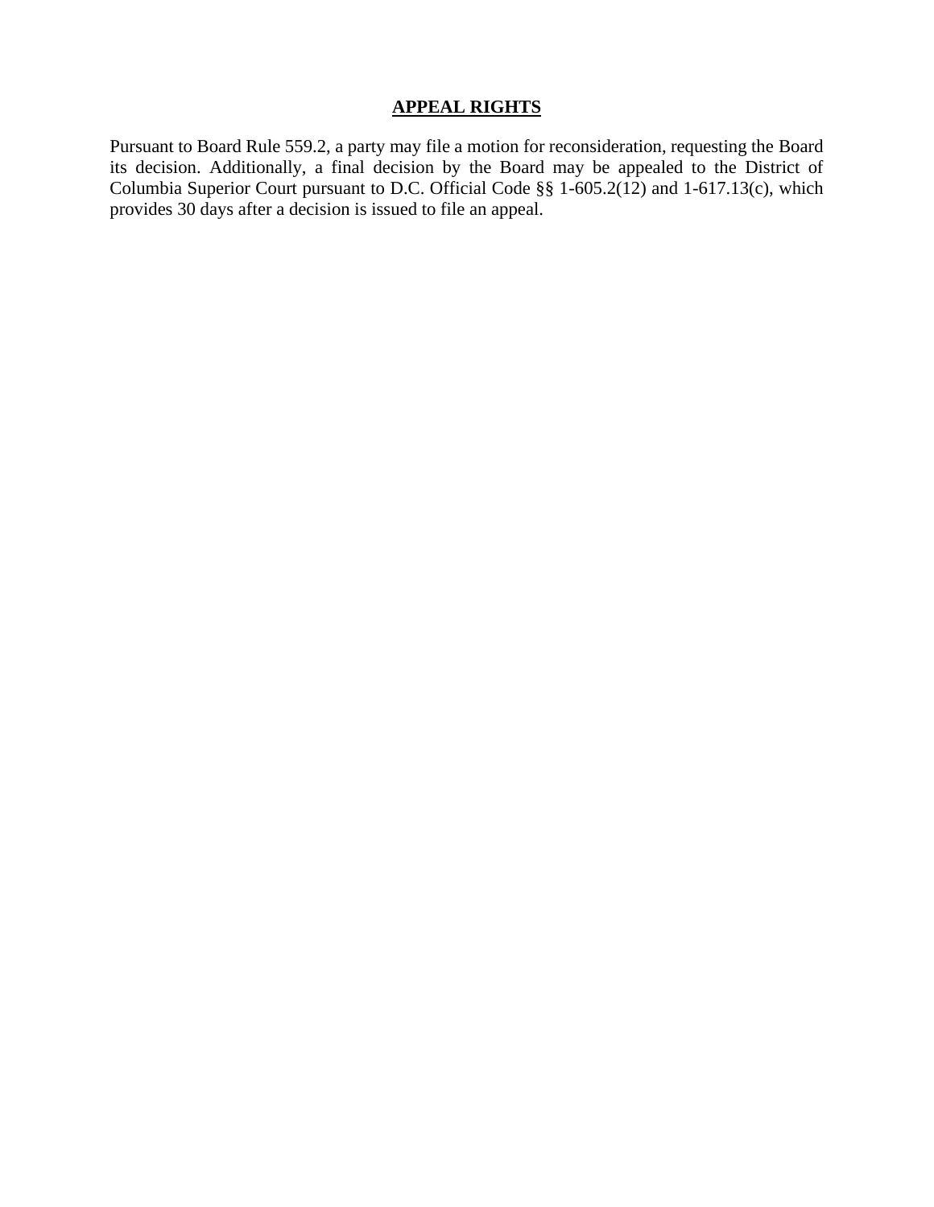## APPEAL RIGHTS

Pursuant to Board Rule 559.2, a party may file a motion for reconsideration, requesting the Board its decision. Additionally, a final decision by the Board may be appealed to the District of Columbia Superior Court pursuant to D.C. Official Code §§ 1-605.2(12) and 1-617.13(c), which provides 30 days after a decision is issued to file an appeal.